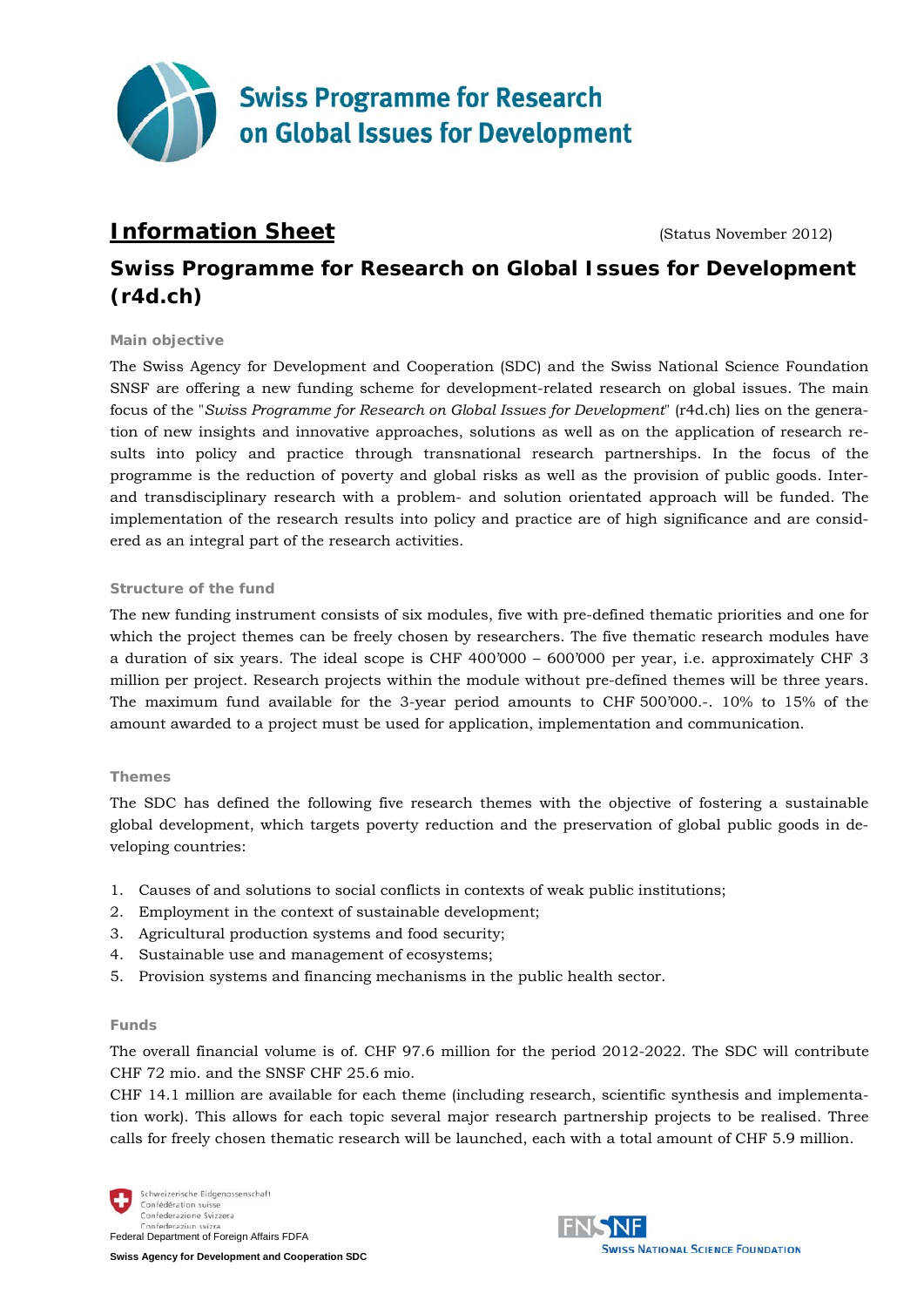Swiss Programme for Research on Global Issues for Development

# Information Sheet

(Status November 2012)

## Swiss Programme for Research on Global Issues for Development (r4d.ch)

### Main objective

The Swiss Agency for Development and Cooperation (SDC) and the Swiss National Science Foundation SNSF are offering a new funding scheme for development-related research on global issues. The main focus of the "*Swiss Programme for Research on Global Issues for Development*" (r4d.ch) lies on the generation of new insights and innovative approaches, solutions as well as on the application of research results into policy and practice through transnational research partnerships. In the focus of the programme is the reduction of poverty and global risks as well as the provision of public goods. Inter- and transdisciplinary research with a problem- and solution orientated approach will be funded. The implementation of the research results into policy and practice are of high significance and are considered as an integral part of the research activities.

### Structure of the fund

The new funding instrument consists of six modules, five with pre-defined thematic priorities and one for which the project themes can be freely chosen by researchers. The five thematic research modules have a duration of six years. The ideal scope is CHF 400'000 – 600'000 per year, i.e. approximately CHF 3 million per project. Research projects within the module without pre-defined themes will be three years. The maximum fund available for the 3-year period amounts to CHF 500'000.-. 10% to 15% of the amount awarded to a project must be used for application, implementation and communication.

### Themes

The SDC has defined the following five research themes with the objective of fostering a sustainable global development, which targets poverty reduction and the preservation of global public goods in developing countries:

1. Causes of and solutions to social conflicts in contexts of weak public institutions;
2. Employment in the context of sustainable development;
3. Agricultural production systems and food security;
4. Sustainable use and management of ecosystems;
5. Provision systems and financing mechanisms in the public health sector.

### Funds

The overall financial volume is of. CHF 97.6 million for the period 2012-2022. The SDC will contribute CHF 72 mio. and the SNSF CHF 25.6 mio.

CHF 14.1 million are available for each theme (including research, scientific synthesis and implementation work). This allows for each topic several major research partnership projects to be realised. Three calls for freely chosen thematic research will be launched, each with a total amount of CHF 5.9 million.

Schweizerische Eidgenossenschaft
Confédération suisse
Confederazione Svizzera
Confederaziun svizra
Federal Department of Foreign Affairs FDFA
**Swiss Agency for Development and Cooperation SDC**

FNSNF
Swiss National Science Foundation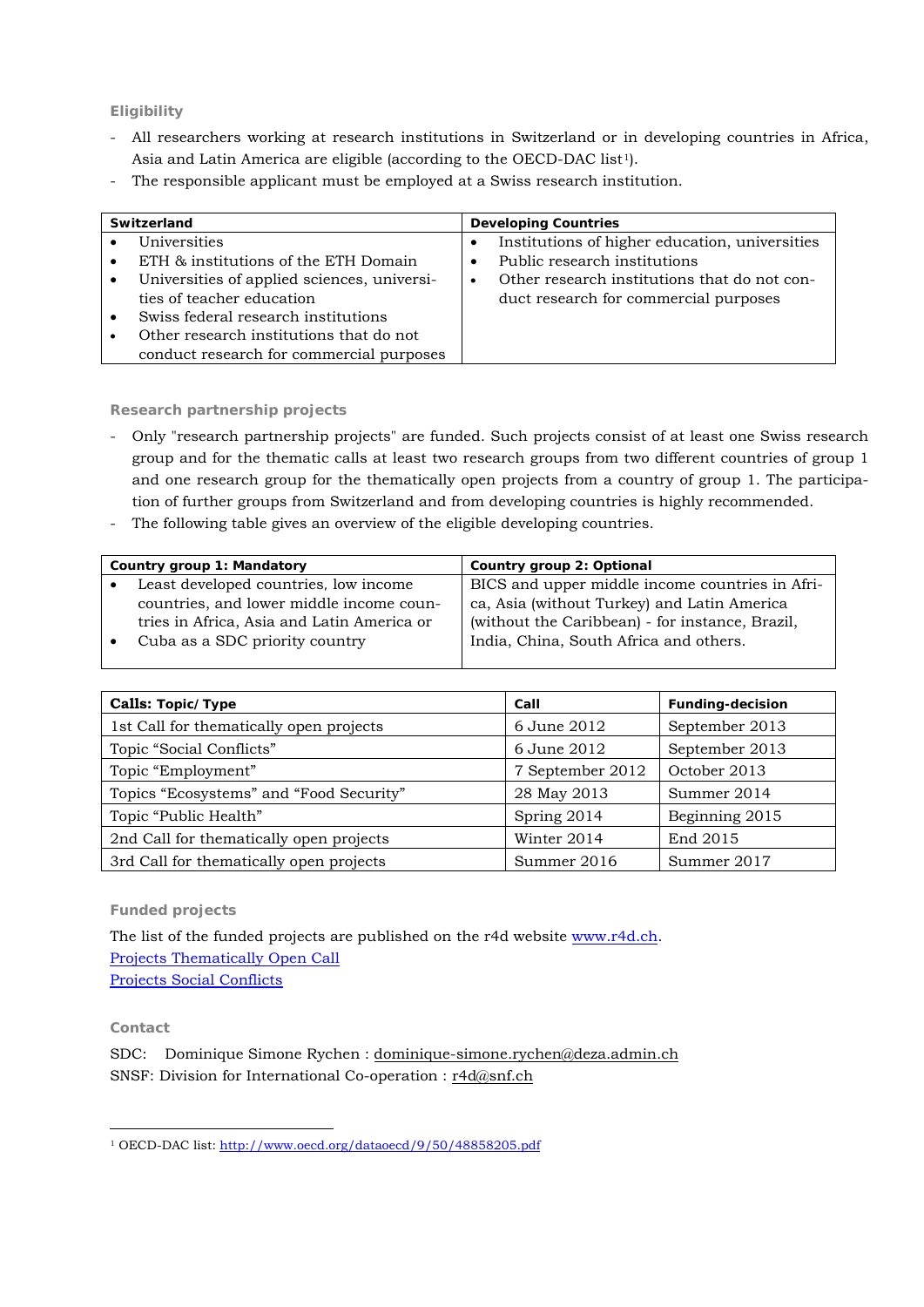### Eligibility

- All researchers working at research institutions in Switzerland or in developing countries in Africa, Asia and Latin America are eligible (according to the OECD-DAC list[1]).
- The responsible applicant must be employed at a Swiss research institution.

| Switzerland | Developing Countries |
|---|---|
| • Universities<br>• ETH & institutions of the ETH Domain<br>• Universities of applied sciences, universities of teacher education<br>• Swiss federal research institutions<br>• Other research institutions that do not conduct research for commercial purposes | • Institutions of higher education, universities<br>• Public research institutions<br>• Other research institutions that do not conduct research for commercial purposes |

### Research partnership projects

- Only "research partnership projects" are funded. Such projects consist of at least one Swiss research group and for the thematic calls at least two research groups from two different countries of group 1 and one research group for the thematically open projects from a country of group 1. The participation of further groups from Switzerland and from developing countries is highly recommended.
- The following table gives an overview of the eligible developing countries.

| Country group 1: Mandatory | Country group 2: Optional |
|---|---|
| • Least developed countries, low income countries, and lower middle income countries in Africa, Asia and Latin America or<br>• Cuba as a SDC priority country | BICS and upper middle income countries in Africa, Asia (without Turkey) and Latin America (without the Caribbean) - for instance, Brazil, India, China, South Africa and others. |

| Calls: Topic/Type | Call | Funding-decision |
|---|---|---|
| 1st Call for thematically open projects | 6 June 2012 | September 2013 |
| Topic "Social Conflicts" | 6 June 2012 | September 2013 |
| Topic "Employment" | 7 September 2012 | October 2013 |
| Topics "Ecosystems" and "Food Security" | 28 May 2013 | Summer 2014 |
| Topic "Public Health" | Spring 2014 | Beginning 2015 |
| 2nd Call for thematically open projects | Winter 2014 | End 2015 |
| 3rd Call for thematically open projects | Summer 2016 | Summer 2017 |

### Funded projects

The list of the funded projects are published on the r4d website www.r4d.ch.
Projects Thematically Open Call
Projects Social Conflicts

### Contact

SDC: Dominique Simone Rychen : dominique-simone.rychen@deza.admin.ch
SNSF: Division for International Co-operation : r4d@snf.ch

[1] OECD-DAC list: http://www.oecd.org/dataoecd/9/50/48858205.pdf